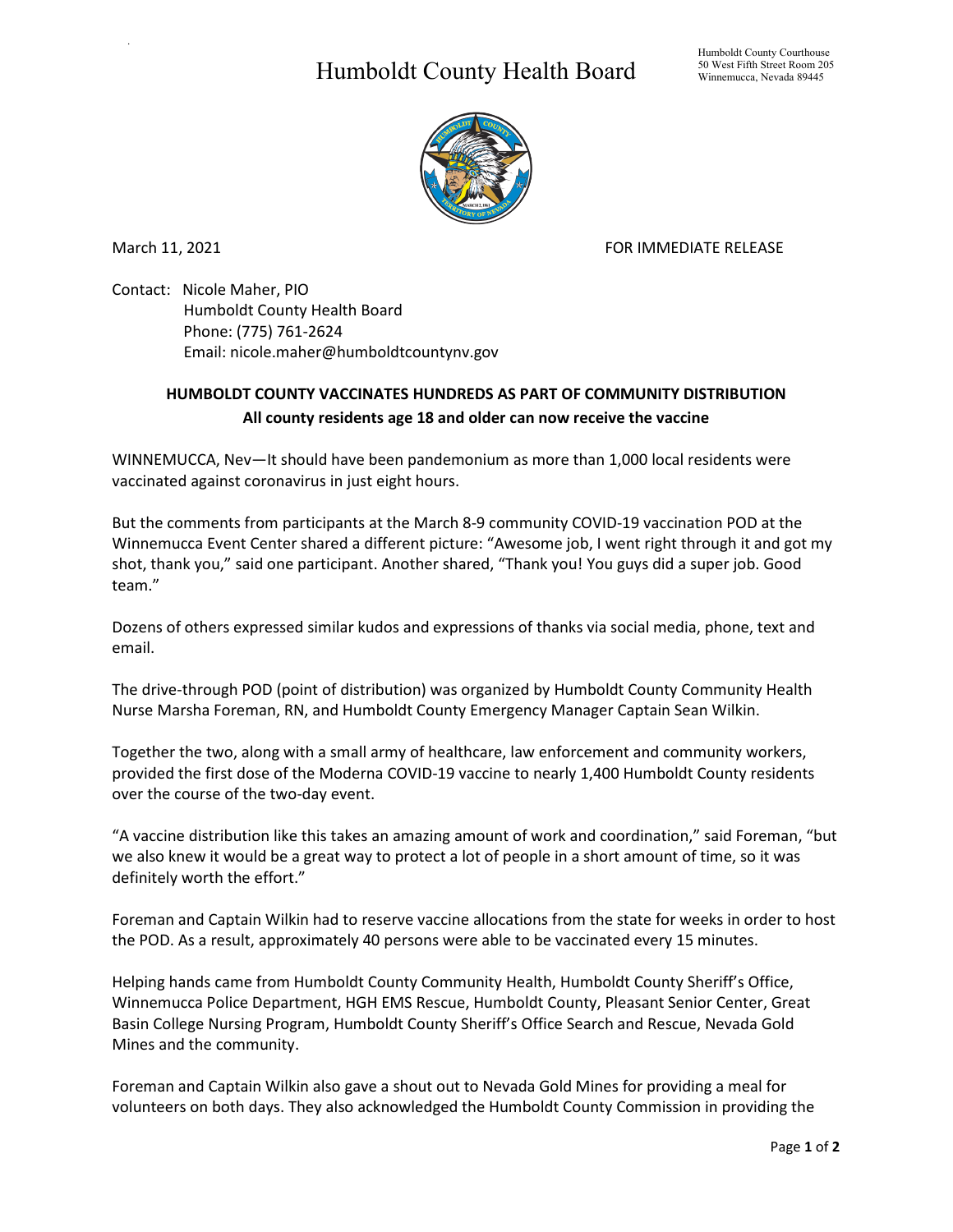# Humboldt County Health Board

Humboldt County Courthouse
50 West Fifth Street Room 205
Winnemucca, Nevada 89445

March 11, 2021 FOR IMMEDIATE RELEASE

Contact: Nicole Maher, PIO
Humboldt County Health Board
Phone: (775) 761-2624
Email: nicole.maher@humboldtcountynv.gov

## HUMBOLDT COUNTY VACCINATES HUNDREDS AS PART OF COMMUNITY DISTRIBUTION

**All county residents age 18 and older can now receive the vaccine**

WINNEMUCCA, Nev—It should have been pandemonium as more than 1,000 local residents were vaccinated against coronavirus in just eight hours.

But the comments from participants at the March 8-9 community COVID-19 vaccination POD at the Winnemucca Event Center shared a different picture: "Awesome job, I went right through it and got my shot, thank you," said one participant. Another shared, "Thank you! You guys did a super job. Good team."

Dozens of others expressed similar kudos and expressions of thanks via social media, phone, text and email.

The drive-through POD (point of distribution) was organized by Humboldt County Community Health Nurse Marsha Foreman, RN, and Humboldt County Emergency Manager Captain Sean Wilkin.

Together the two, along with a small army of healthcare, law enforcement and community workers, provided the first dose of the Moderna COVID-19 vaccine to nearly 1,400 Humboldt County residents over the course of the two-day event.

"A vaccine distribution like this takes an amazing amount of work and coordination," said Foreman, "but we also knew it would be a great way to protect a lot of people in a short amount of time, so it was definitely worth the effort."

Foreman and Captain Wilkin had to reserve vaccine allocations from the state for weeks in order to host the POD. As a result, approximately 40 persons were able to be vaccinated every 15 minutes.

Helping hands came from Humboldt County Community Health, Humboldt County Sheriff's Office, Winnemucca Police Department, HGH EMS Rescue, Humboldt County, Pleasant Senior Center, Great Basin College Nursing Program, Humboldt County Sheriff's Office Search and Rescue, Nevada Gold Mines and the community.

Foreman and Captain Wilkin also gave a shout out to Nevada Gold Mines for providing a meal for volunteers on both days. They also acknowledged the Humboldt County Commission in providing the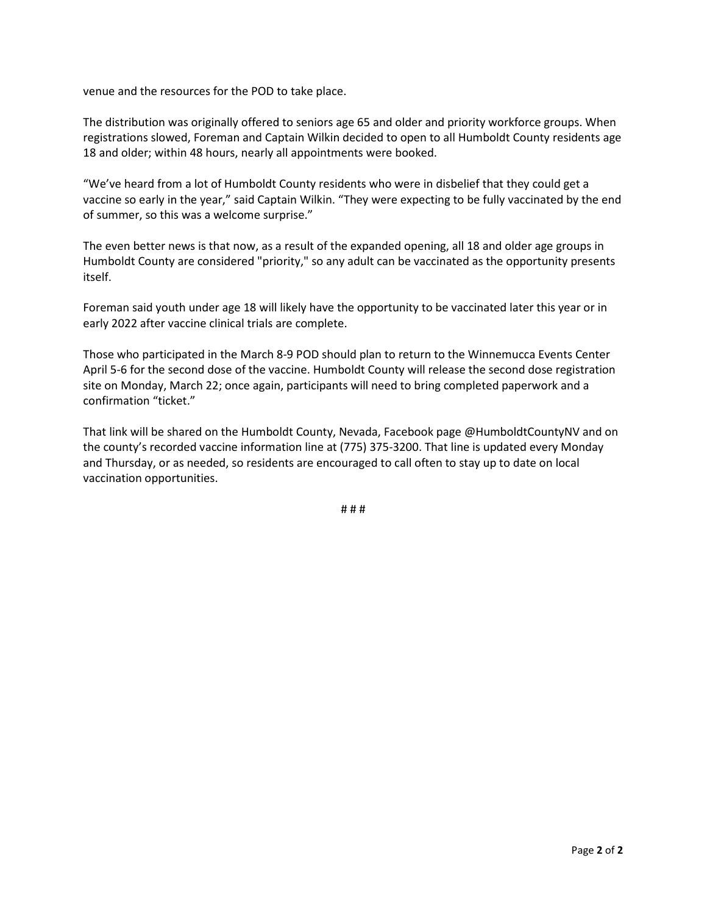venue and the resources for the POD to take place.

The distribution was originally offered to seniors age 65 and older and priority workforce groups. When registrations slowed, Foreman and Captain Wilkin decided to open to all Humboldt County residents age 18 and older; within 48 hours, nearly all appointments were booked.

"We've heard from a lot of Humboldt County residents who were in disbelief that they could get a vaccine so early in the year," said Captain Wilkin. "They were expecting to be fully vaccinated by the end of summer, so this was a welcome surprise."

The even better news is that now, as a result of the expanded opening, all 18 and older age groups in Humboldt County are considered "priority," so any adult can be vaccinated as the opportunity presents itself.

Foreman said youth under age 18 will likely have the opportunity to be vaccinated later this year or in early 2022 after vaccine clinical trials are complete.

Those who participated in the March 8-9 POD should plan to return to the Winnemucca Events Center April 5-6 for the second dose of the vaccine. Humboldt County will release the second dose registration site on Monday, March 22; once again, participants will need to bring completed paperwork and a confirmation "ticket."

That link will be shared on the Humboldt County, Nevada, Facebook page @HumboldtCountyNV and on the county's recorded vaccine information line at (775) 375-3200. That line is updated every Monday and Thursday, or as needed, so residents are encouraged to call often to stay up to date on local vaccination opportunities.

# # #